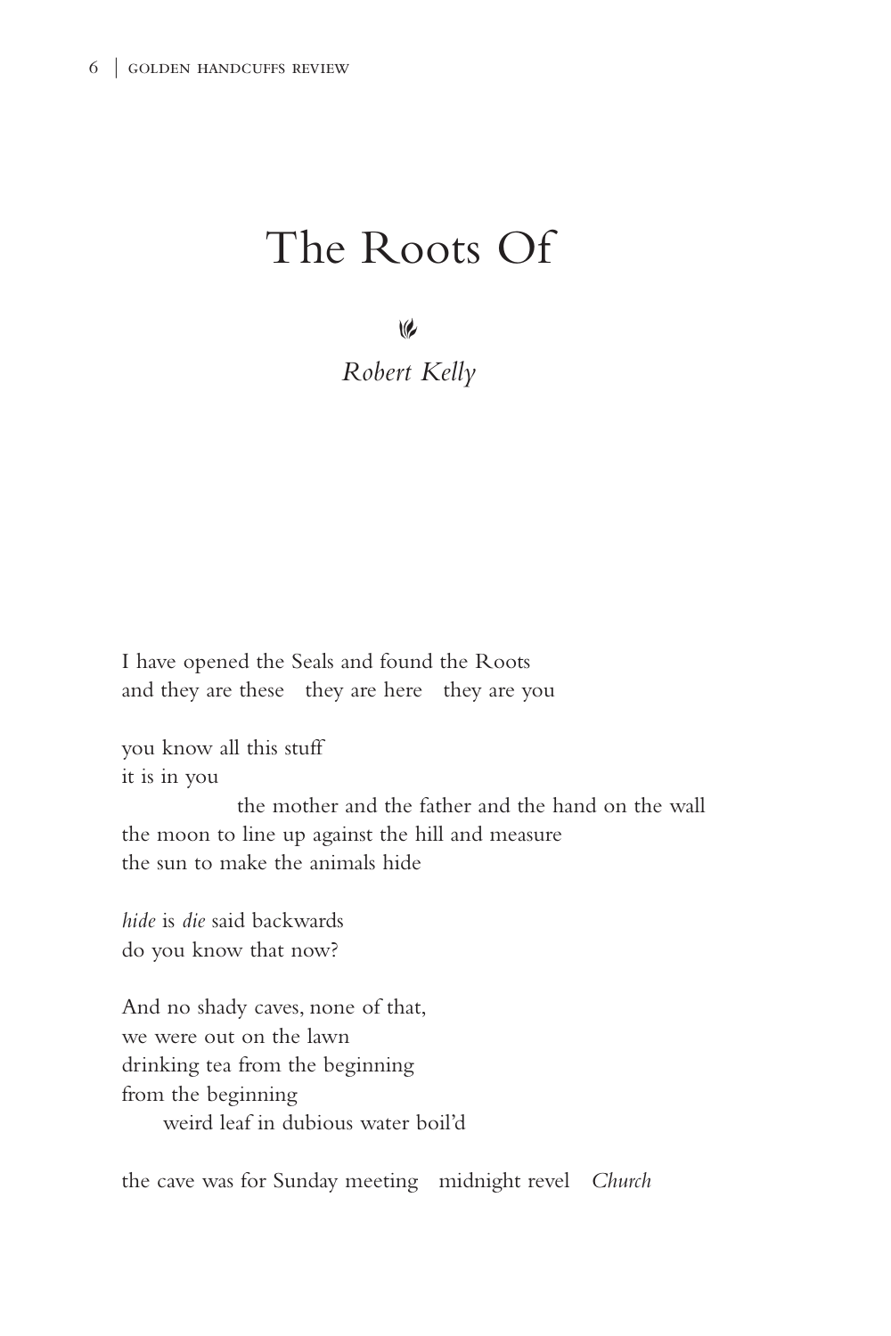# The Roots Of

*Robert Kelly*

I have opened the Seals and found the Roots
and they are these   they are here   they are you

you know all this stuff
it is in you
          the mother and the father and the hand on the wall
the moon to line up against the hill and measure
the sun to make the animals hide

*hide* is *die* said backwards
do you know that now?

And no shady caves, none of that,
we were out on the lawn
drinking tea from the beginning
from the beginning
    weird leaf in dubious water boil'd

the cave was for Sunday meeting   midnight revel   *Church*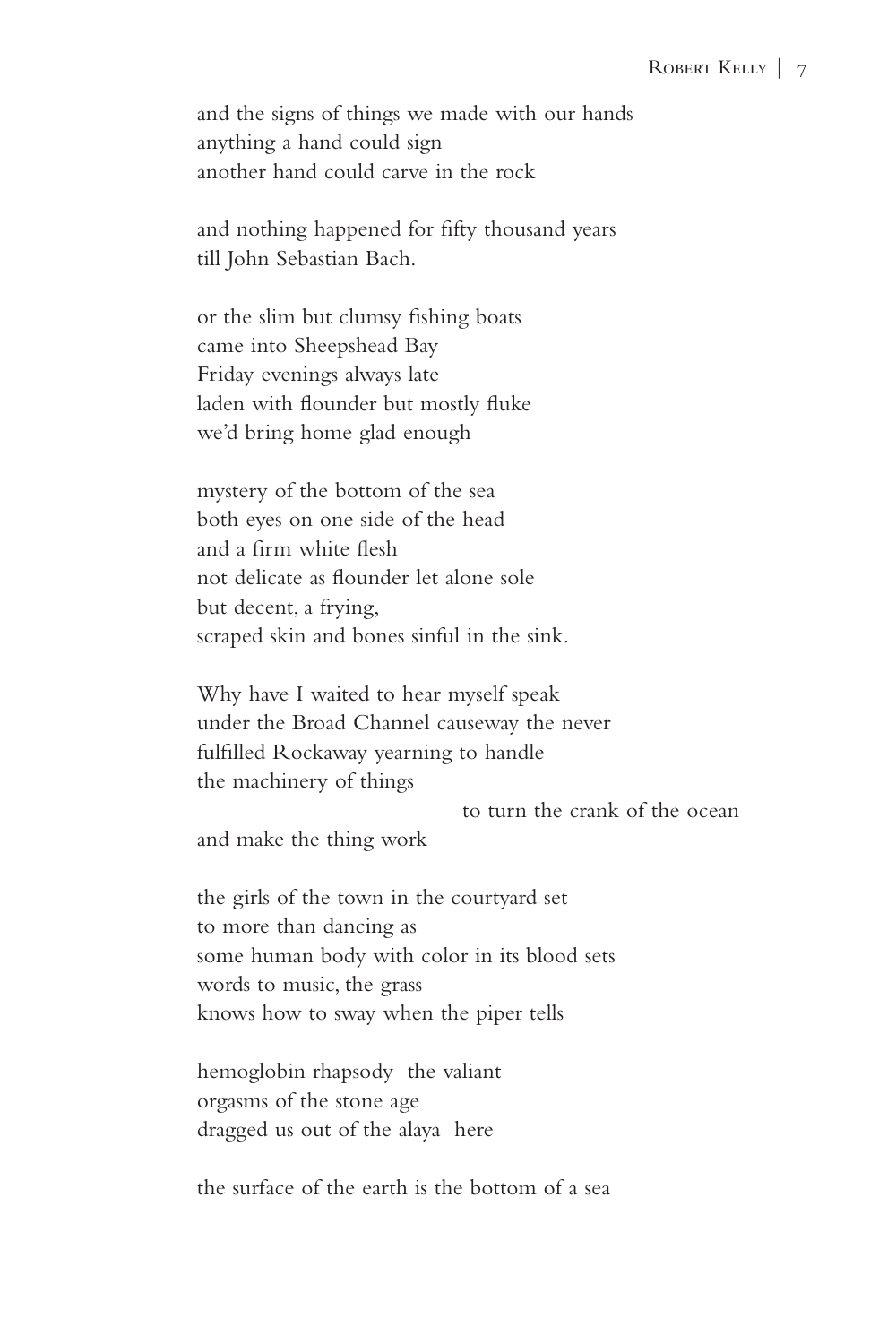and the signs of things we made with our hands  
anything a hand could sign  
another hand could carve in the rock

and nothing happened for fifty thousand years  
till John Sebastian Bach.

or the slim but clumsy fishing boats  
came into Sheepshead Bay  
Friday evenings always late  
laden with flounder but mostly fluke  
we'd bring home glad enough

mystery of the bottom of the sea  
both eyes on one side of the head  
and a firm white flesh  
not delicate as flounder let alone sole  
but decent, a frying,  
scraped skin and bones sinful in the sink.

Why have I waited to hear myself speak  
under the Broad Channel causeway the never  
fulfilled Rockaway yearning to handle  
the machinery of things  
                                        to turn the crank of the ocean  
and make the thing work

the girls of the town in the courtyard set  
to more than dancing as  
some human body with color in its blood sets  
words to music, the grass  
knows how to sway when the piper tells

hemoglobin rhapsody  the valiant  
orgasms of the stone age  
dragged us out of the alaya  here

the surface of the earth is the bottom of a sea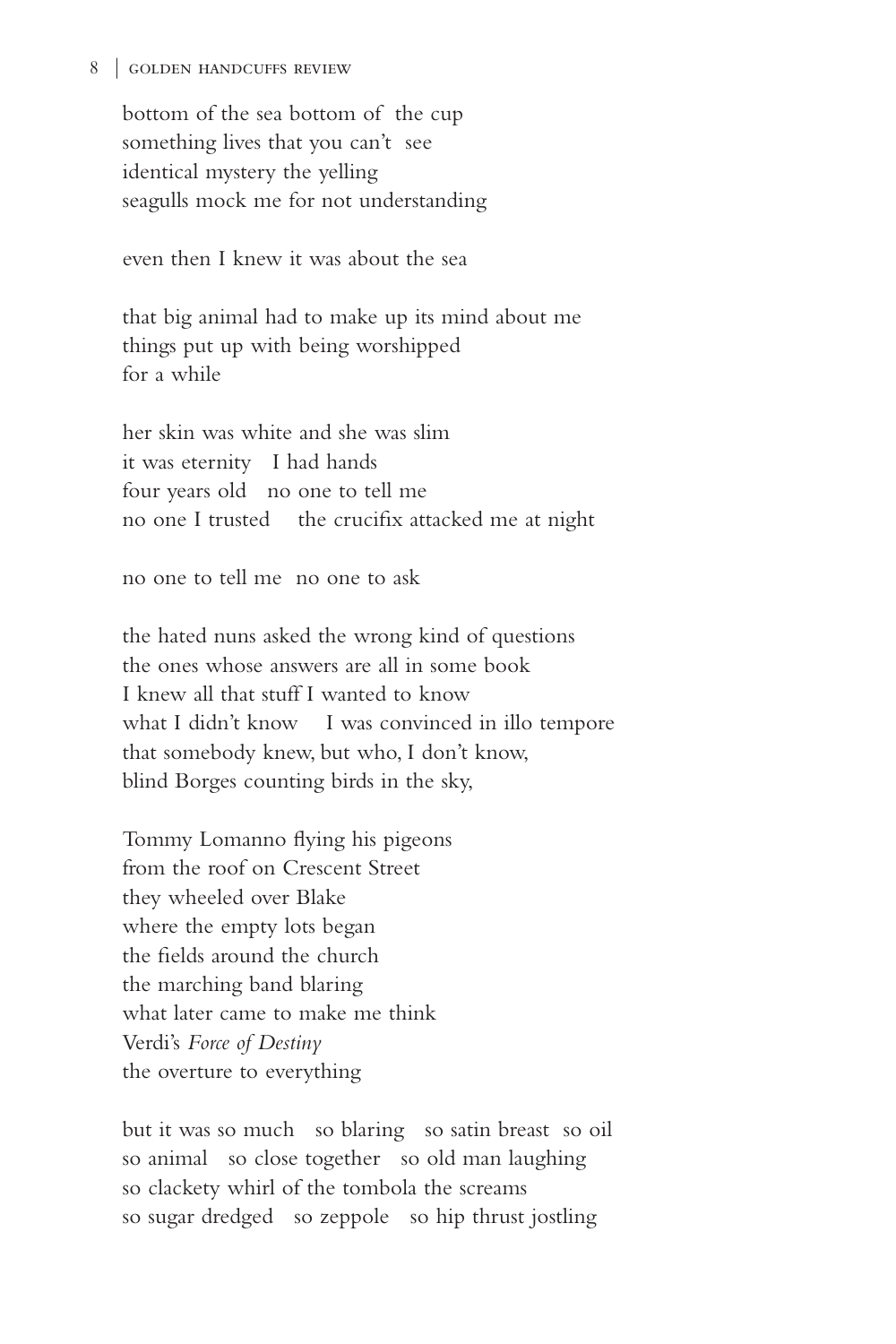bottom of the sea bottom of the cup  
something lives that you can't see  
identical mystery the yelling  
seagulls mock me for not understanding

even then I knew it was about the sea

that big animal had to make up its mind about me  
things put up with being worshipped  
for a while

her skin was white and she was slim  
it was eternity   I had hands  
four years old   no one to tell me  
no one I trusted    the crucifix attacked me at night

no one to tell me  no one to ask

the hated nuns asked the wrong kind of questions  
the ones whose answers are all in some book  
I knew all that stuff I wanted to know  
what I didn't know    I was convinced in illo tempore  
that somebody knew, but who, I don't know,  
blind Borges counting birds in the sky,

Tommy Lomanno flying his pigeons  
from the roof on Crescent Street  
they wheeled over Blake  
where the empty lots began  
the fields around the church  
the marching band blaring  
what later came to make me think  
Verdi's *Force of Destiny*  
the overture to everything

but it was so much   so blaring   so satin breast  so oil  
so animal   so close together   so old man laughing  
so clackety whirl of the tombola the screams  
so sugar dredged   so zeppole   so hip thrust jostling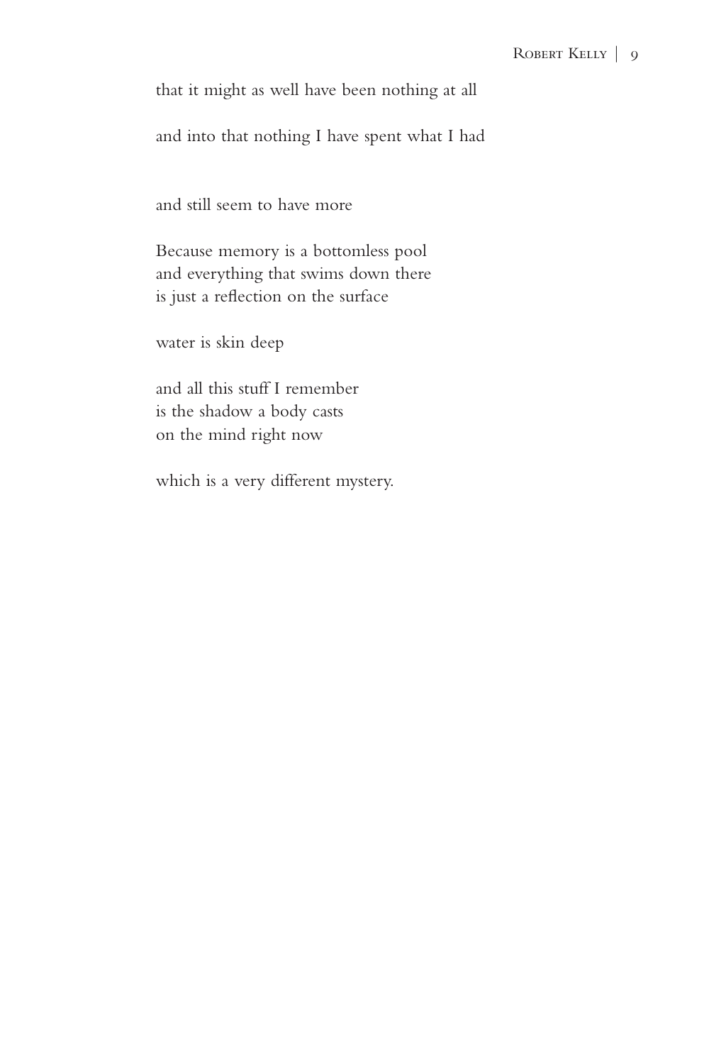that it might as well have been nothing at all

and into that nothing I have spent what I had

and still seem to have more

Because memory is a bottomless pool
and everything that swims down there
is just a reflection on the surface

water is skin deep

and all this stuff I remember
is the shadow a body casts
on the mind right now

which is a very different mystery.